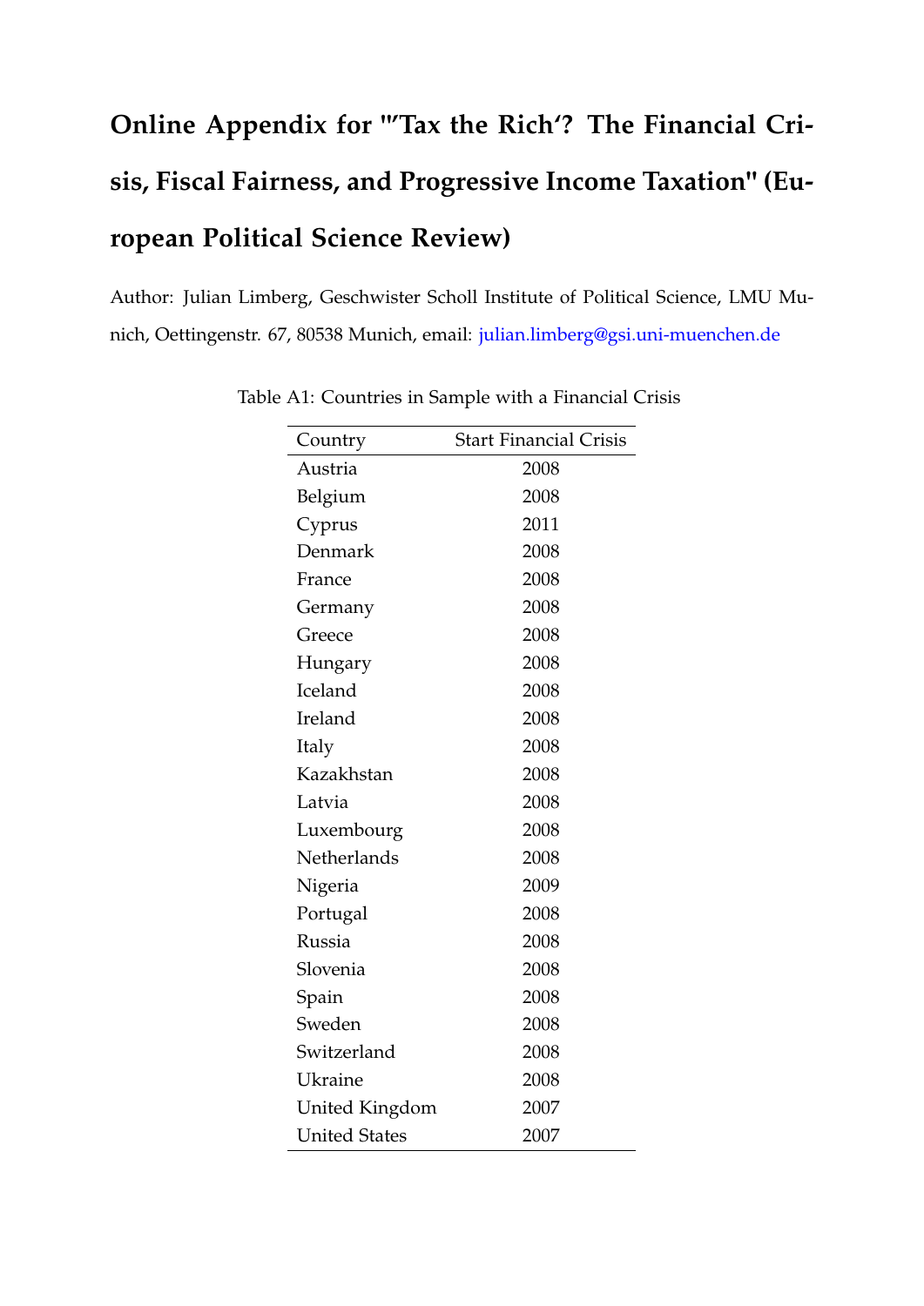# Online Appendix for "'Tax the Rich'? The Financial Crisis, Fiscal Fairness, and Progressive Income Taxation" (European Political Science Review)

Author: Julian Limberg, Geschwister Scholl Institute of Political Science, LMU Munich, Oettingenstr. 67, 80538 Munich, email: julian.limberg@gsi.uni-muenchen.de

Table A1: Countries in Sample with a Financial Crisis

| Country | Start Financial Crisis |
|---|---|
| Austria | 2008 |
| Belgium | 2008 |
| Cyprus | 2011 |
| Denmark | 2008 |
| France | 2008 |
| Germany | 2008 |
| Greece | 2008 |
| Hungary | 2008 |
| Iceland | 2008 |
| Ireland | 2008 |
| Italy | 2008 |
| Kazakhstan | 2008 |
| Latvia | 2008 |
| Luxembourg | 2008 |
| Netherlands | 2008 |
| Nigeria | 2009 |
| Portugal | 2008 |
| Russia | 2008 |
| Slovenia | 2008 |
| Spain | 2008 |
| Sweden | 2008 |
| Switzerland | 2008 |
| Ukraine | 2008 |
| United Kingdom | 2007 |
| United States | 2007 |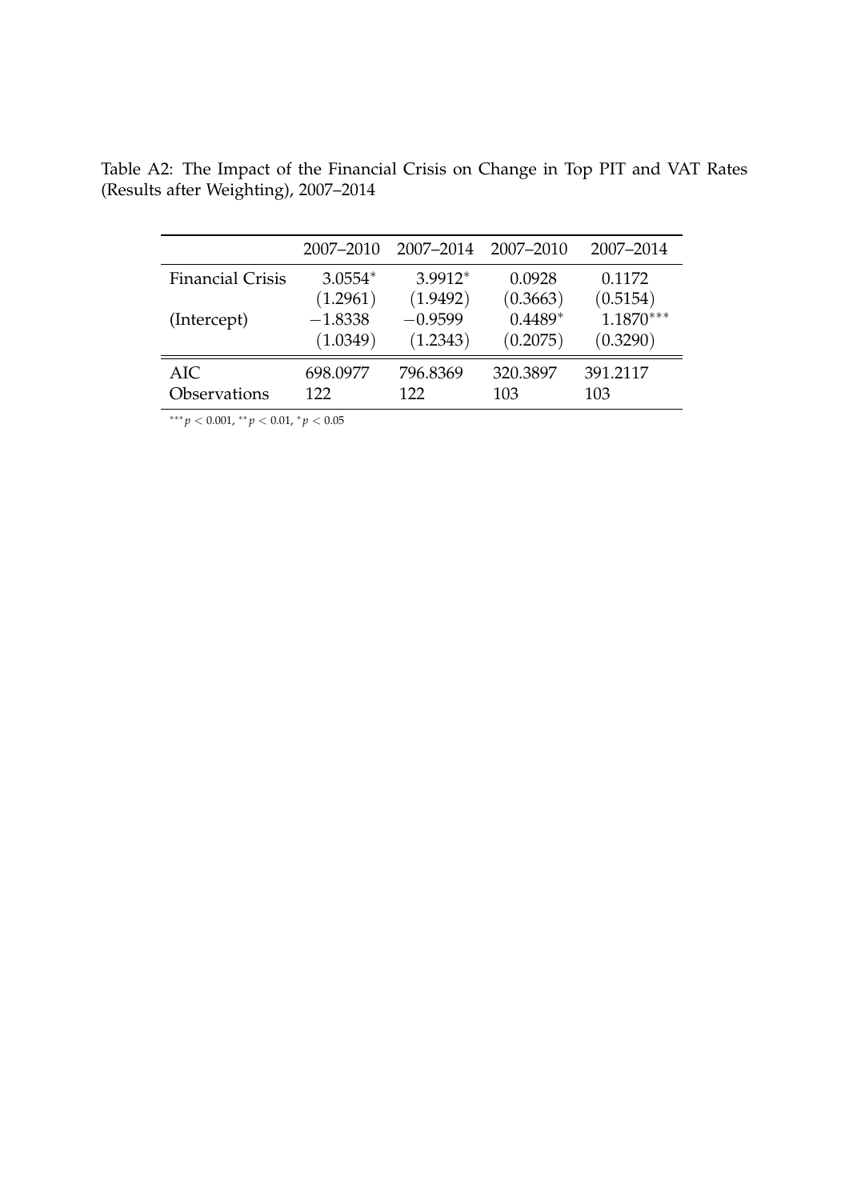Table A2: The Impact of the Financial Crisis on Change in Top PIT and VAT Rates (Results after Weighting), 2007–2014

| | 2007–2010 | 2007–2014 | 2007–2010 | 2007–2014 |
|---|---|---|---|---|
| Financial Crisis | $3.0554^{*}$ | $3.9912^{*}$ | 0.0928 | 0.1172 |
| | (1.2961) | (1.9492) | (0.3663) | (0.5154) |
| (Intercept) | −1.8338 | −0.9599 | $0.4489^{*}$ | $1.1870^{***}$ |
| | (1.0349) | (1.2343) | (0.2075) | (0.3290) |
| AIC | 698.0977 | 796.8369 | 320.3897 | 391.2117 |
| Observations | 122 | 122 | 103 | 103 |

$^{***}p < 0.001$, $^{**}p < 0.01$, $^{*}p < 0.05$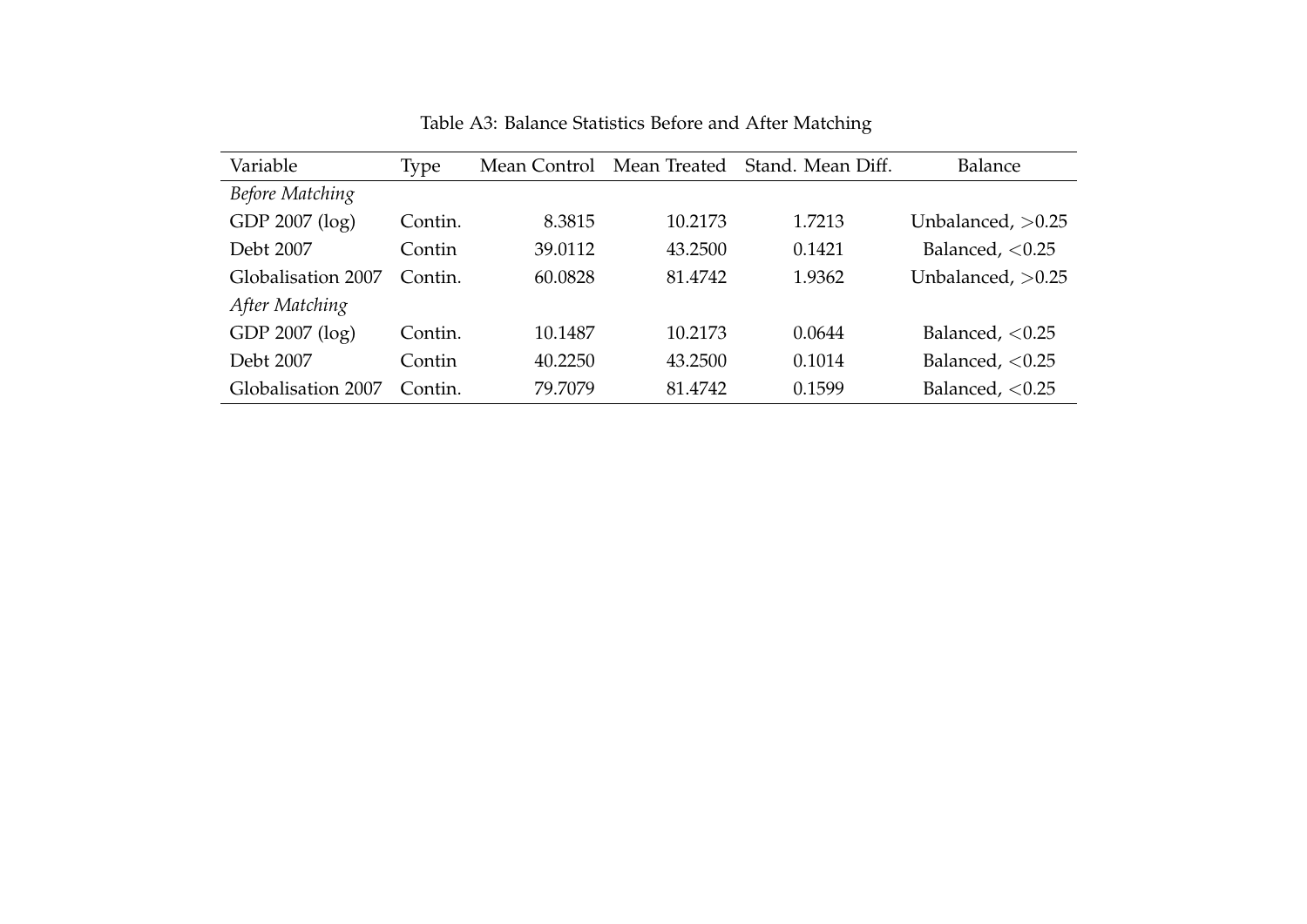Table A3: Balance Statistics Before and After Matching

| Variable | Type | Mean Control | Mean Treated | Stand. Mean Diff. | Balance |
|---|---|---|---|---|---|
| *Before Matching* | | | | | |
| GDP 2007 (log) | Contin. | 8.3815 | 10.2173 | 1.7213 | Unbalanced, >0.25 |
| Debt 2007 | Contin | 39.0112 | 43.2500 | 0.1421 | Balanced, <0.25 |
| Globalisation 2007 | Contin. | 60.0828 | 81.4742 | 1.9362 | Unbalanced, >0.25 |
| *After Matching* | | | | | |
| GDP 2007 (log) | Contin. | 10.1487 | 10.2173 | 0.0644 | Balanced, <0.25 |
| Debt 2007 | Contin | 40.2250 | 43.2500 | 0.1014 | Balanced, <0.25 |
| Globalisation 2007 | Contin. | 79.7079 | 81.4742 | 0.1599 | Balanced, <0.25 |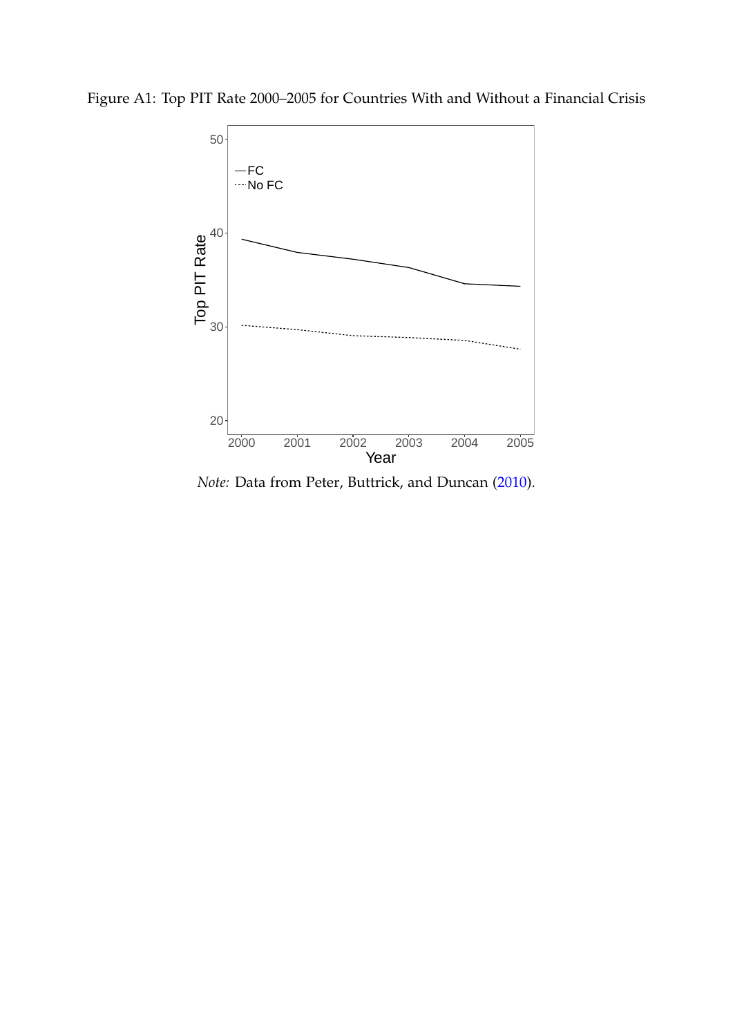Figure A1: Top PIT Rate 2000–2005 for Countries With and Without a Financial Crisis

*Note:* Data from Peter, Buttrick, and Duncan (2010).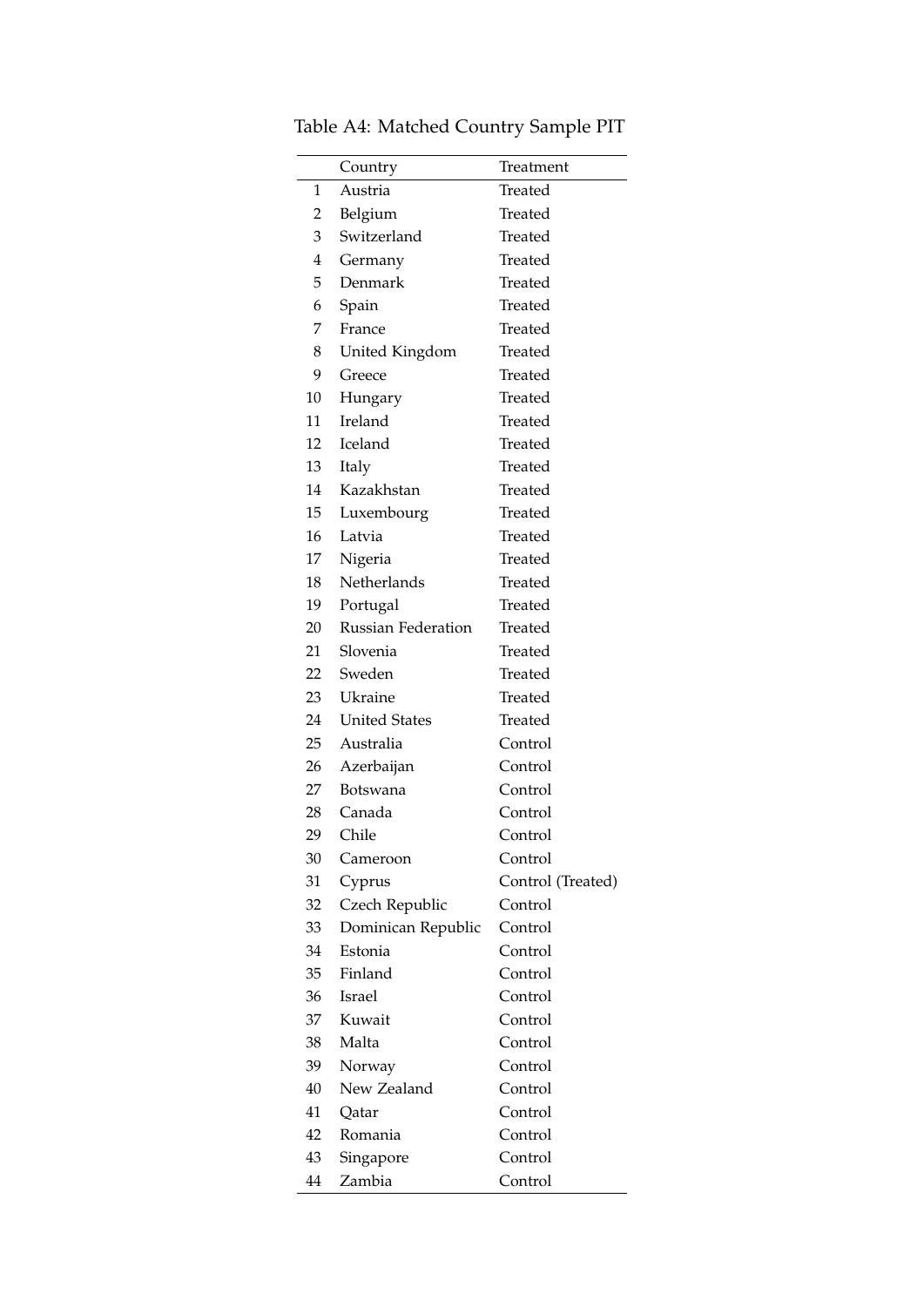Table A4: Matched Country Sample PIT

| | Country | Treatment |
|---|---|---|
| 1 | Austria | Treated |
| 2 | Belgium | Treated |
| 3 | Switzerland | Treated |
| 4 | Germany | Treated |
| 5 | Denmark | Treated |
| 6 | Spain | Treated |
| 7 | France | Treated |
| 8 | United Kingdom | Treated |
| 9 | Greece | Treated |
| 10 | Hungary | Treated |
| 11 | Ireland | Treated |
| 12 | Iceland | Treated |
| 13 | Italy | Treated |
| 14 | Kazakhstan | Treated |
| 15 | Luxembourg | Treated |
| 16 | Latvia | Treated |
| 17 | Nigeria | Treated |
| 18 | Netherlands | Treated |
| 19 | Portugal | Treated |
| 20 | Russian Federation | Treated |
| 21 | Slovenia | Treated |
| 22 | Sweden | Treated |
| 23 | Ukraine | Treated |
| 24 | United States | Treated |
| 25 | Australia | Control |
| 26 | Azerbaijan | Control |
| 27 | Botswana | Control |
| 28 | Canada | Control |
| 29 | Chile | Control |
| 30 | Cameroon | Control |
| 31 | Cyprus | Control (Treated) |
| 32 | Czech Republic | Control |
| 33 | Dominican Republic | Control |
| 34 | Estonia | Control |
| 35 | Finland | Control |
| 36 | Israel | Control |
| 37 | Kuwait | Control |
| 38 | Malta | Control |
| 39 | Norway | Control |
| 40 | New Zealand | Control |
| 41 | Qatar | Control |
| 42 | Romania | Control |
| 43 | Singapore | Control |
| 44 | Zambia | Control |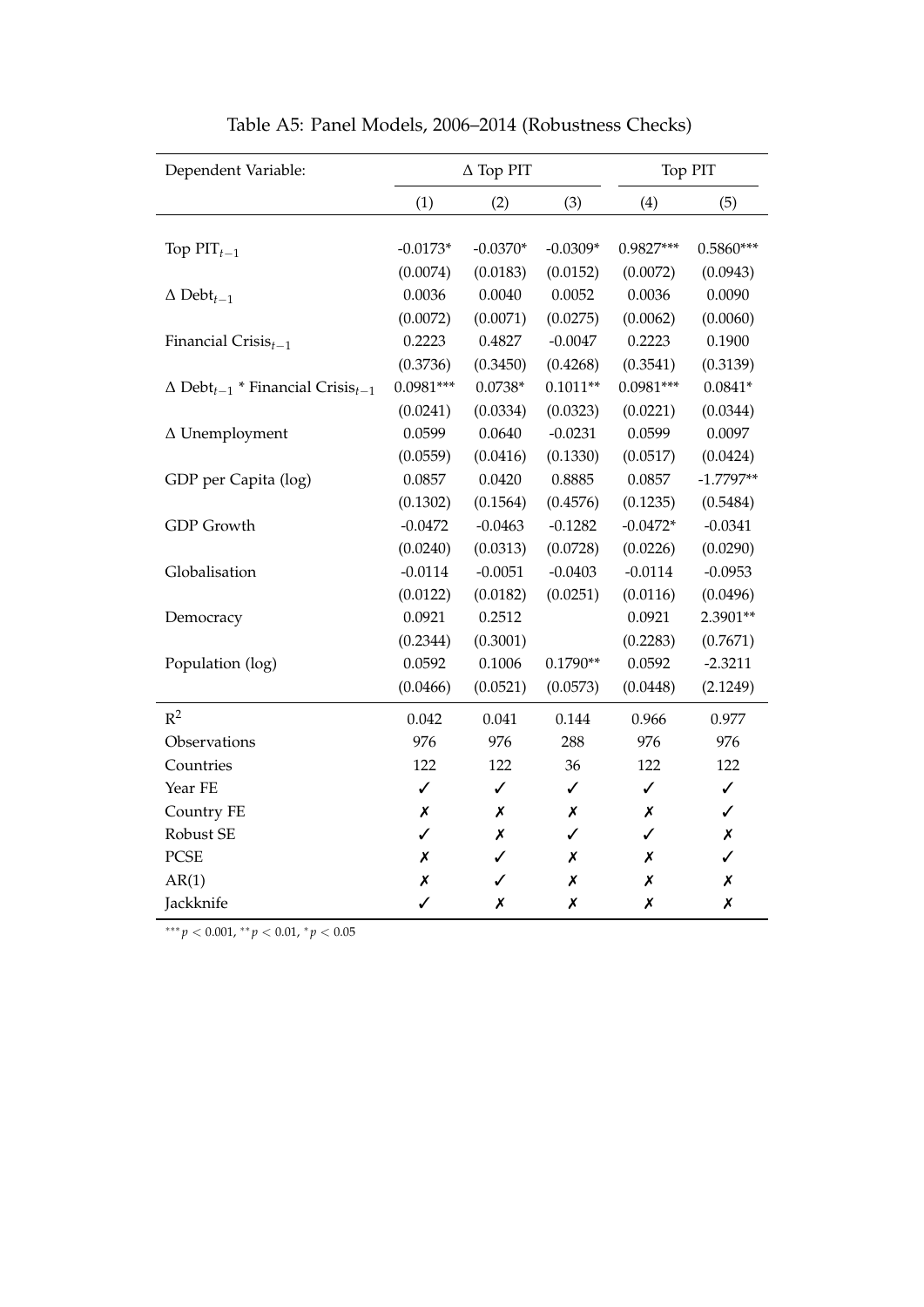Table A5: Panel Models, 2006–2014 (Robustness Checks)

| Dependent Variable: | $\Delta$ Top PIT | | | Top PIT | |
|---|---|---|---|---|---|
| | (1) | (2) | (3) | (4) | (5) |
| Top $\text{PIT}_{t-1}$ | -0.0173* | -0.0370* | -0.0309* | 0.9827*** | 0.5860*** |
| | (0.0074) | (0.0183) | (0.0152) | (0.0072) | (0.0943) |
| $\Delta$ $\text{Debt}_{t-1}$ | 0.0036 | 0.0040 | 0.0052 | 0.0036 | 0.0090 |
| | (0.0072) | (0.0071) | (0.0275) | (0.0062) | (0.0060) |
| Financial $\text{Crisis}_{t-1}$ | 0.2223 | 0.4827 | -0.0047 | 0.2223 | 0.1900 |
| | (0.3736) | (0.3450) | (0.4268) | (0.3541) | (0.3139) |
| $\Delta$ $\text{Debt}_{t-1}$ * Financial $\text{Crisis}_{t-1}$ | 0.0981*** | 0.0738* | 0.1011** | 0.0981*** | 0.0841* |
| | (0.0241) | (0.0334) | (0.0323) | (0.0221) | (0.0344) |
| $\Delta$ Unemployment | 0.0599 | 0.0640 | -0.0231 | 0.0599 | 0.0097 |
| | (0.0559) | (0.0416) | (0.1330) | (0.0517) | (0.0424) |
| GDP per Capita (log) | 0.0857 | 0.0420 | 0.8885 | 0.0857 | -1.7797** |
| | (0.1302) | (0.1564) | (0.4576) | (0.1235) | (0.5484) |
| GDP Growth | -0.0472 | -0.0463 | -0.1282 | -0.0472* | -0.0341 |
| | (0.0240) | (0.0313) | (0.0728) | (0.0226) | (0.0290) |
| Globalisation | -0.0114 | -0.0051 | -0.0403 | -0.0114 | -0.0953 |
| | (0.0122) | (0.0182) | (0.0251) | (0.0116) | (0.0496) |
| Democracy | 0.0921 | 0.2512 | | 0.0921 | 2.3901** |
| | (0.2344) | (0.3001) | | (0.2283) | (0.7671) |
| Population (log) | 0.0592 | 0.1006 | 0.1790** | 0.0592 | -2.3211 |
| | (0.0466) | (0.0521) | (0.0573) | (0.0448) | (2.1249) |
| $R^2$ | 0.042 | 0.041 | 0.144 | 0.966 | 0.977 |
| Observations | 976 | 976 | 288 | 976 | 976 |
| Countries | 122 | 122 | 36 | 122 | 122 |
| Year FE | ✓ | ✓ | ✓ | ✓ | ✓ |
| Country FE | ✗ | ✗ | ✗ | ✗ | ✓ |
| Robust SE | ✓ | ✗ | ✓ | ✓ | ✗ |
| PCSE | ✗ | ✓ | ✗ | ✗ | ✓ |
| AR(1) | ✗ | ✓ | ✗ | ✗ | ✗ |
| Jackknife | ✓ | ✗ | ✗ | ✗ | ✗ |

$^{***}p < 0.001$, $^{**}p < 0.01$, $^{*}p < 0.05$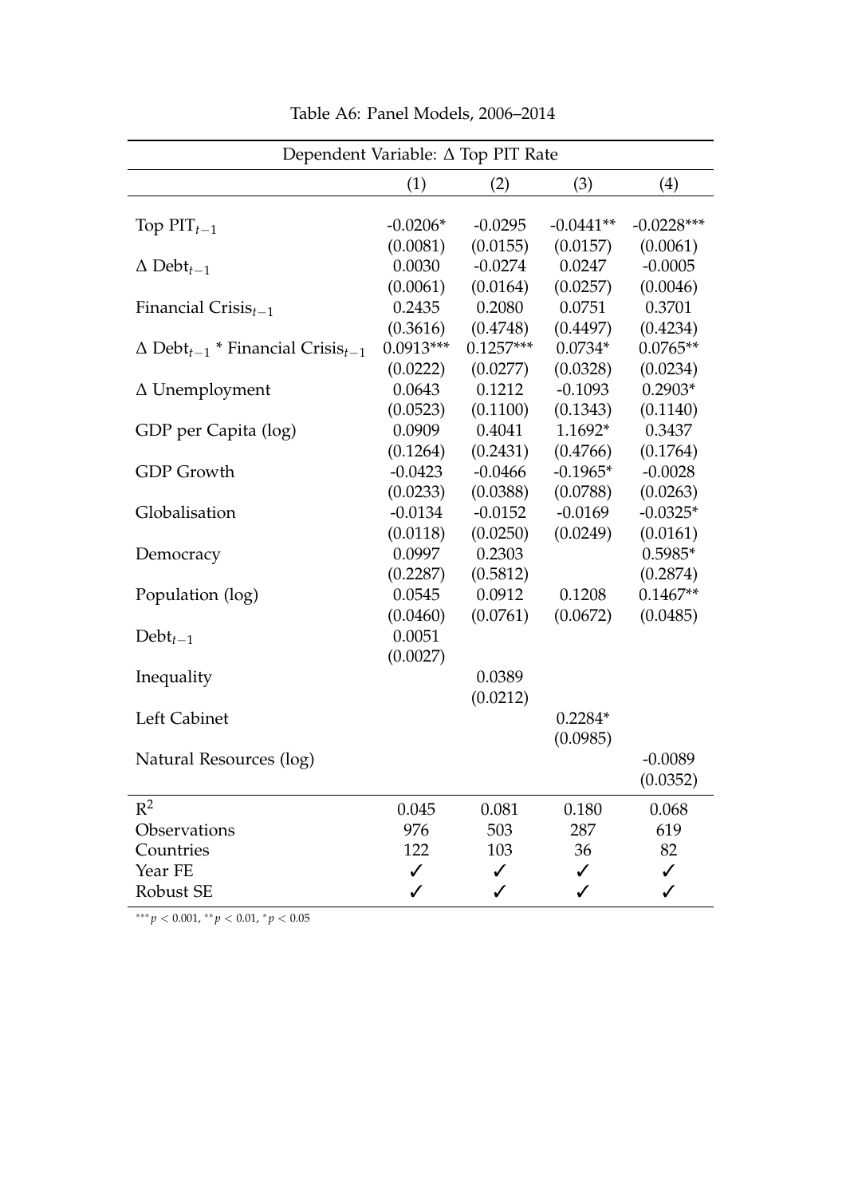Table A6: Panel Models, 2006–2014

| Dependent Variable: Δ Top PIT Rate | | | | |
|---|---|---|---|---|
| | (1) | (2) | (3) | (4) |
| Top $PIT_{t-1}$ | -0.0206* | -0.0295 | -0.0441** | -0.0228*** |
| | (0.0081) | (0.0155) | (0.0157) | (0.0061) |
| Δ $Debt_{t-1}$ | 0.0030 | -0.0274 | 0.0247 | -0.0005 |
| | (0.0061) | (0.0164) | (0.0257) | (0.0046) |
| Financial $Crisis_{t-1}$ | 0.2435 | 0.2080 | 0.0751 | 0.3701 |
| | (0.3616) | (0.4748) | (0.4497) | (0.4234) |
| Δ $Debt_{t-1}$ * Financial $Crisis_{t-1}$ | 0.0913*** | 0.1257*** | 0.0734* | 0.0765** |
| | (0.0222) | (0.0277) | (0.0328) | (0.0234) |
| Δ Unemployment | 0.0643 | 0.1212 | -0.1093 | 0.2903* |
| | (0.0523) | (0.1100) | (0.1343) | (0.1140) |
| GDP per Capita (log) | 0.0909 | 0.4041 | 1.1692* | 0.3437 |
| | (0.1264) | (0.2431) | (0.4766) | (0.1764) |
| GDP Growth | -0.0423 | -0.0466 | -0.1965* | -0.0028 |
| | (0.0233) | (0.0388) | (0.0788) | (0.0263) |
| Globalisation | -0.0134 | -0.0152 | -0.0169 | -0.0325* |
| | (0.0118) | (0.0250) | (0.0249) | (0.0161) |
| Democracy | 0.0997 | 0.2303 | | 0.5985* |
| | (0.2287) | (0.5812) | | (0.2874) |
| Population (log) | 0.0545 | 0.0912 | 0.1208 | 0.1467** |
| | (0.0460) | (0.0761) | (0.0672) | (0.0485) |
| $Debt_{t-1}$ | 0.0051 | | | |
| | (0.0027) | | | |
| Inequality | | 0.0389 | | |
| | | (0.0212) | | |
| Left Cabinet | | | 0.2284* | |
| | | | (0.0985) | |
| Natural Resources (log) | | | | -0.0089 |
| | | | | (0.0352) |
| $R^2$ | 0.045 | 0.081 | 0.180 | 0.068 |
| Observations | 976 | 503 | 287 | 619 |
| Countries | 122 | 103 | 36 | 82 |
| Year FE | ✓ | ✓ | ✓ | ✓ |
| Robust SE | ✓ | ✓ | ✓ | ✓ |

$^{***}p < 0.001$, $^{**}p < 0.01$, $^{*}p < 0.05$